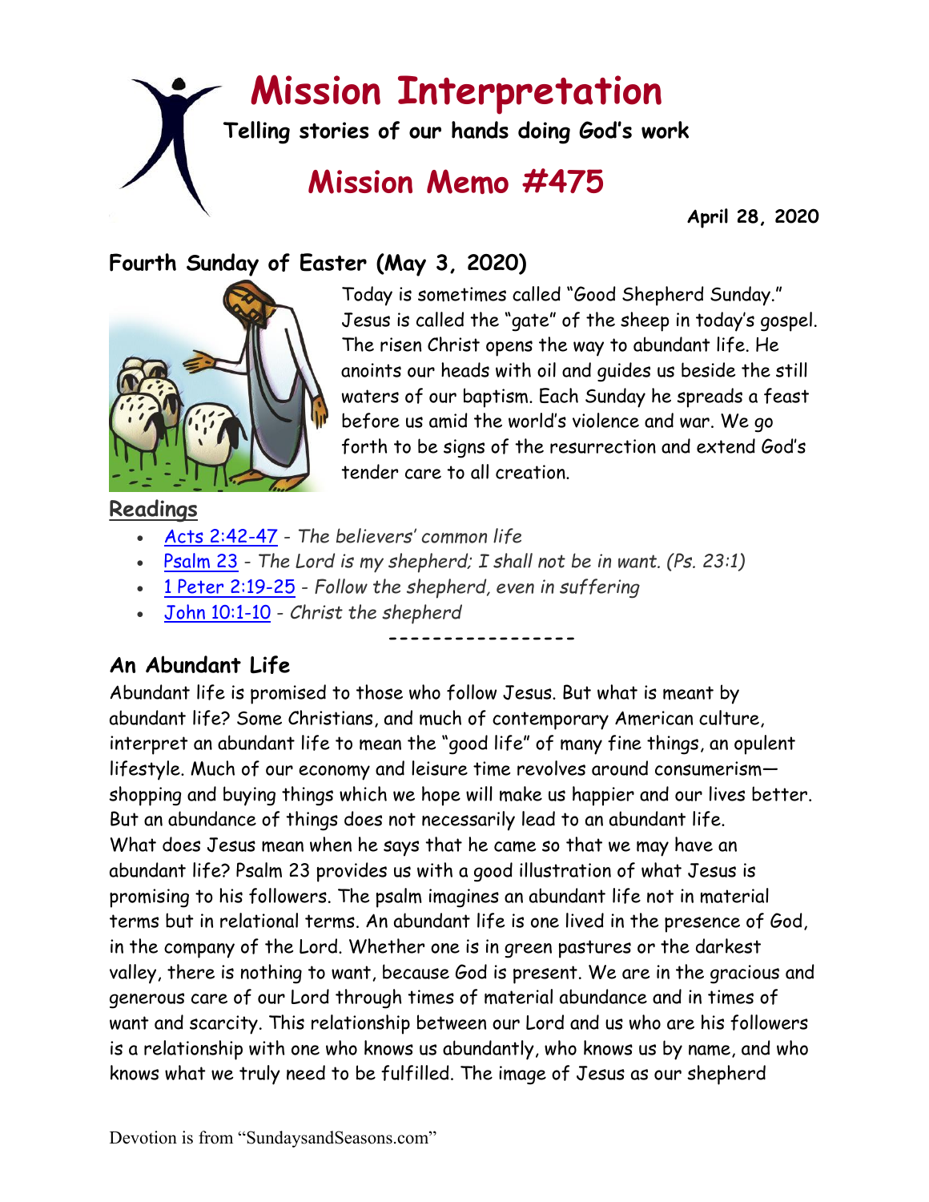# Mission Interpretation

**Telling stories of our hands doing God's work**

## Mission Memo #475

**April 28, 2020**

### Fourth Sunday of Easter (May 3, 2020)

Today is sometimes called "Good Shepherd Sunday." Jesus is called the "gate" of the sheep in today's gospel. The risen Christ opens the way to abundant life. He anoints our heads with oil and guides us beside the still waters of our baptism. Each Sunday he spreads a feast before us amid the world's violence and war. We go forth to be signs of the resurrection and extend God's tender care to all creation.

**Readings**

- Acts 2:42-47 - *The believers' common life*
- Psalm 23 - *The Lord is my shepherd; I shall not be in want. (Ps. 23:1)*
- 1 Peter 2:19-25 - *Follow the shepherd, even in suffering*
- John 10:1-10 - *Christ the shepherd*

-----------------

### An Abundant Life

Abundant life is promised to those who follow Jesus. But what is meant by abundant life? Some Christians, and much of contemporary American culture, interpret an abundant life to mean the "good life" of many fine things, an opulent lifestyle. Much of our economy and leisure time revolves around consumerism—shopping and buying things which we hope will make us happier and our lives better. But an abundance of things does not necessarily lead to an abundant life.
What does Jesus mean when he says that he came so that we may have an abundant life? Psalm 23 provides us with a good illustration of what Jesus is promising to his followers. The psalm imagines an abundant life not in material terms but in relational terms. An abundant life is one lived in the presence of God, in the company of the Lord. Whether one is in green pastures or the darkest valley, there is nothing to want, because God is present. We are in the gracious and generous care of our Lord through times of material abundance and in times of want and scarcity. This relationship between our Lord and us who are his followers is a relationship with one who knows us abundantly, who knows us by name, and who knows what we truly need to be fulfilled. The image of Jesus as our shepherd

Devotion is from "SundaysandSeasons.com"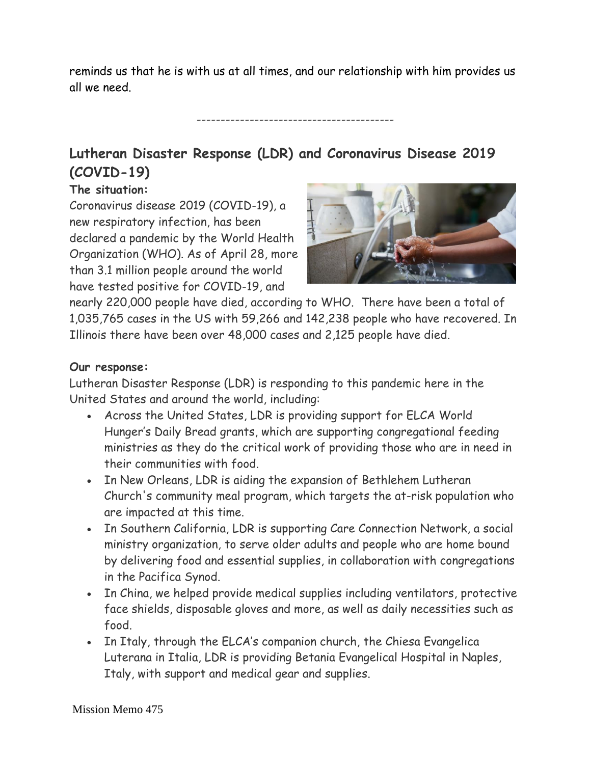reminds us that he is with us at all times, and our relationship with him provides us all we need.

-----------------------------------------

## Lutheran Disaster Response (LDR) and Coronavirus Disease 2019 (COVID-19)

**The situation:**

Coronavirus disease 2019 (COVID-19), a new respiratory infection, has been declared a pandemic by the World Health Organization (WHO). As of April 28, more than 3.1 million people around the world have tested positive for COVID-19, and nearly 220,000 people have died, according to WHO. There have been a total of 1,035,765 cases in the US with 59,266 and 142,238 people who have recovered. In Illinois there have been over 48,000 cases and 2,125 people have died.

**Our response:**

Lutheran Disaster Response (LDR) is responding to this pandemic here in the United States and around the world, including:

- Across the United States, LDR is providing support for ELCA World Hunger's Daily Bread grants, which are supporting congregational feeding ministries as they do the critical work of providing those who are in need in their communities with food.
- In New Orleans, LDR is aiding the expansion of Bethlehem Lutheran Church's community meal program, which targets the at-risk population who are impacted at this time.
- In Southern California, LDR is supporting Care Connection Network, a social ministry organization, to serve older adults and people who are home bound by delivering food and essential supplies, in collaboration with congregations in the Pacifica Synod.
- In China, we helped provide medical supplies including ventilators, protective face shields, disposable gloves and more, as well as daily necessities such as food.
- In Italy, through the ELCA's companion church, the Chiesa Evangelica Luterana in Italia, LDR is providing Betania Evangelical Hospital in Naples, Italy, with support and medical gear and supplies.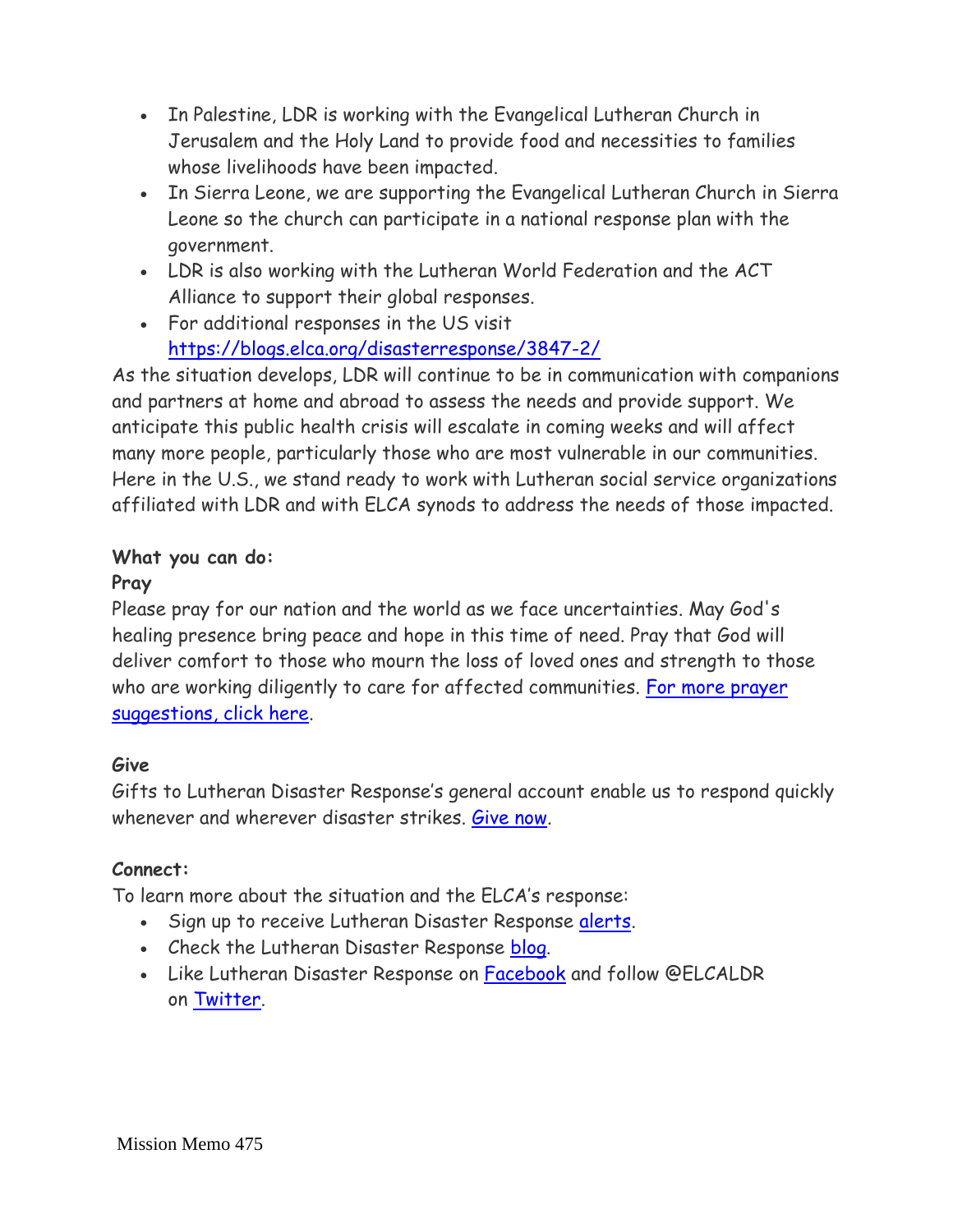- In Palestine, LDR is working with the Evangelical Lutheran Church in Jerusalem and the Holy Land to provide food and necessities to families whose livelihoods have been impacted.
- In Sierra Leone, we are supporting the Evangelical Lutheran Church in Sierra Leone so the church can participate in a national response plan with the government.
- LDR is also working with the Lutheran World Federation and the ACT Alliance to support their global responses.
- For additional responses in the US visit [https://blogs.elca.org/disasterresponse/3847-2/](https://blogs.elca.org/disasterresponse/3847-2/)

As the situation develops, LDR will continue to be in communication with companions and partners at home and abroad to assess the needs and provide support. We anticipate this public health crisis will escalate in coming weeks and will affect many more people, particularly those who are most vulnerable in our communities. Here in the U.S., we stand ready to work with Lutheran social service organizations affiliated with LDR and with ELCA synods to address the needs of those impacted.

**What you can do:**

**Pray**

Please pray for our nation and the world as we face uncertainties. May God's healing presence bring peace and hope in this time of need. Pray that God will deliver comfort to those who mourn the loss of loved ones and strength to those who are working diligently to care for affected communities. For more prayer suggestions, click here.

**Give**

Gifts to Lutheran Disaster Response's general account enable us to respond quickly whenever and wherever disaster strikes. Give now.

**Connect:**

To learn more about the situation and the ELCA's response:

- Sign up to receive Lutheran Disaster Response alerts.
- Check the Lutheran Disaster Response blog.
- Like Lutheran Disaster Response on Facebook and follow @ELCALDR on Twitter.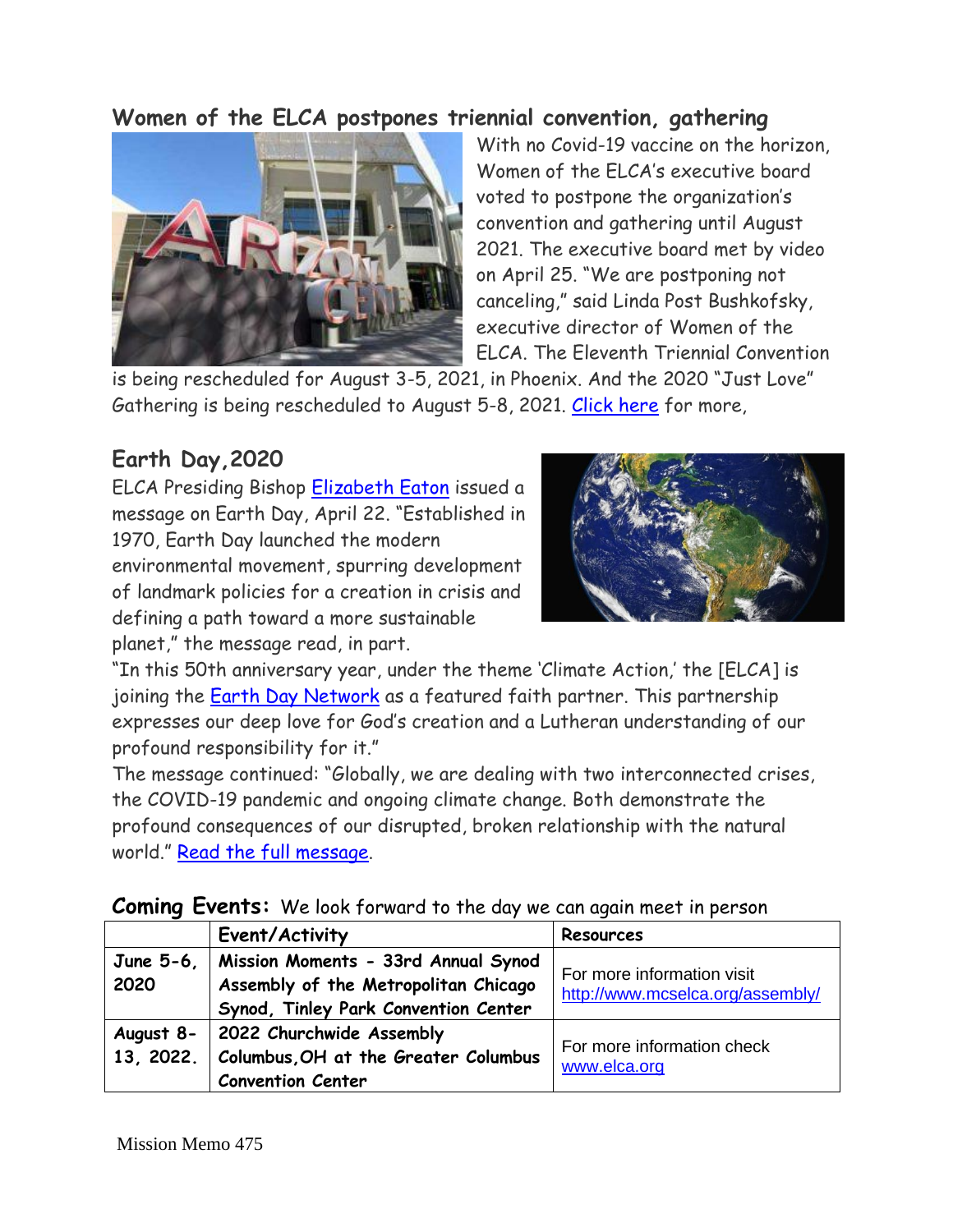## Women of the ELCA postpones triennial convention, gathering

With no Covid-19 vaccine on the horizon, Women of the ELCA's executive board voted to postpone the organization's convention and gathering until August 2021. The executive board met by video on April 25. "We are postponing not canceling," said Linda Post Bushkofsky, executive director of Women of the ELCA. The Eleventh Triennial Convention is being rescheduled for August 3-5, 2021, in Phoenix. And the 2020 "Just Love" Gathering is being rescheduled to August 5-8, 2021. [Click here](#) for more,

## Earth Day, 2020

ELCA Presiding Bishop [Elizabeth Eaton](#) issued a message on Earth Day, April 22. "Established in 1970, Earth Day launched the modern environmental movement, spurring development of landmark policies for a creation in crisis and defining a path toward a more sustainable planet," the message read, in part.

"In this 50th anniversary year, under the theme 'Climate Action,' the [ELCA] is joining the [Earth Day Network](#) as a featured faith partner. This partnership expresses our deep love for God's creation and a Lutheran understanding of our profound responsibility for it."

The message continued: "Globally, we are dealing with two interconnected crises, the COVID-19 pandemic and ongoing climate change. Both demonstrate the profound consequences of our disrupted, broken relationship with the natural world." [Read the full message](#).

**Coming Events:** We look forward to the day we can again meet in person

| | Event/Activity | Resources |
|---|---|---|
| **June 5-6, 2020** | **Mission Moments - 33rd Annual Synod Assembly of the Metropolitan Chicago Synod, Tinley Park Convention Center** | For more information visit http://www.mcselca.org/assembly/ |
| **August 8-13, 2022.** | **2022 Churchwide Assembly Columbus, OH at the Greater Columbus Convention Center** | For more information check www.elca.org |

Mission Memo 475